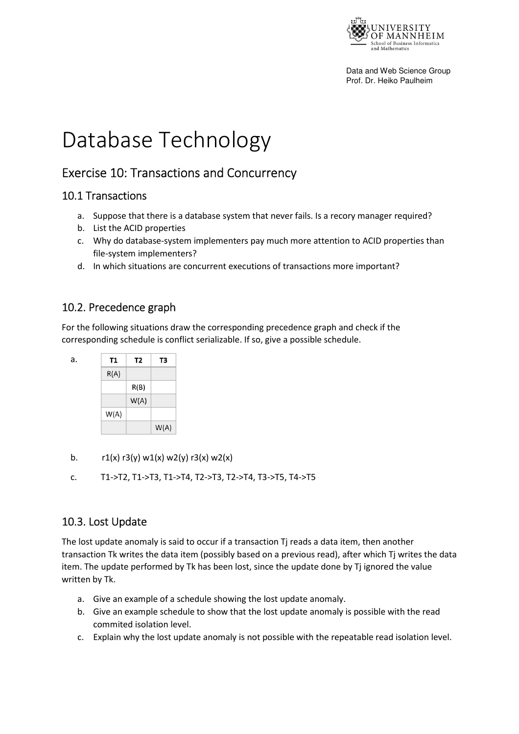Data and Web Science Group
Prof. Dr. Heiko Paulheim

# Database Technology

## Exercise 10: Transactions and Concurrency

### 10.1 Transactions

a. Suppose that there is a database system that never fails. Is a recory manager required?
b. List the ACID properties
c. Why do database-system implementers pay much more attention to ACID properties than file-system implementers?
d. In which situations are concurrent executions of transactions more important?

### 10.2. Precedence graph

For the following situations draw the corresponding precedence graph and check if the corresponding schedule is conflict serializable. If so, give a possible schedule.

a.

| T1 | T2 | T3 |
|---|---|---|
| R(A) | | |
| | R(B) | |
| | W(A) | |
| W(A) | | |
| | | W(A) |

b. r1(x) r3(y) w1(x) w2(y) r3(x) w2(x)

c. T1->T2, T1->T3, T1->T4, T2->T3, T2->T4, T3->T5, T4->T5

### 10.3. Lost Update

The lost update anomaly is said to occur if a transaction Tj reads a data item, then another transaction Tk writes the data item (possibly based on a previous read), after which Tj writes the data item. The update performed by Tk has been lost, since the update done by Tj ignored the value written by Tk.

a. Give an example of a schedule showing the lost update anomaly.
b. Give an example schedule to show that the lost update anomaly is possible with the read commited isolation level.
c. Explain why the lost update anomaly is not possible with the repeatable read isolation level.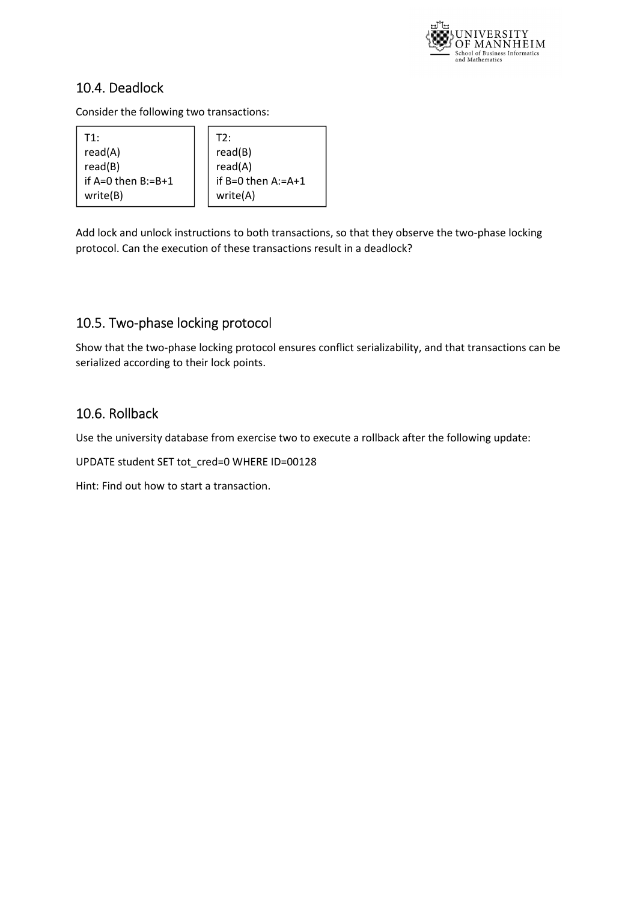## 10.4. Deadlock

Consider the following two transactions:

```
T1:
read(A)
read(B)
if A=0 then B:=B+1
write(B)
```

```
T2:
read(B)
read(A)
if B=0 then A:=A+1
write(A)
```

Add lock and unlock instructions to both transactions, so that they observe the two-phase locking protocol. Can the execution of these transactions result in a deadlock?

## 10.5. Two-phase locking protocol

Show that the two-phase locking protocol ensures conflict serializability, and that transactions can be serialized according to their lock points.

## 10.6. Rollback

Use the university database from exercise two to execute a rollback after the following update:

UPDATE student SET tot_cred=0 WHERE ID=00128

Hint: Find out how to start a transaction.